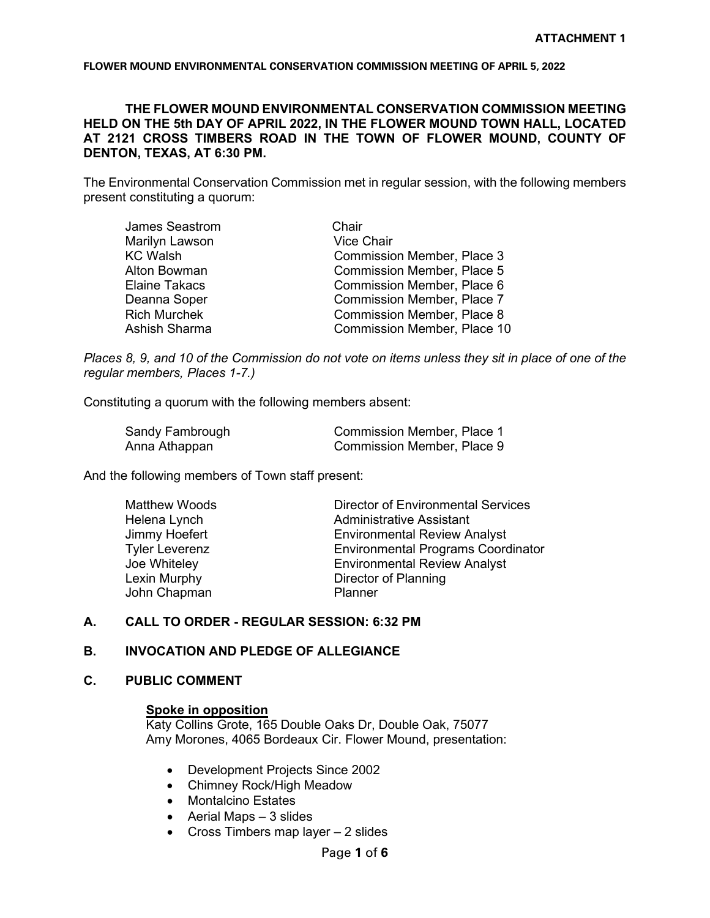**ATTACHMENT 1**

**FLOWER MOUND ENVIRONMENTAL CONSERVATION COMMISSION MEETING OF APRIL 5, 2022**

**THE FLOWER MOUND ENVIRONMENTAL CONSERVATION COMMISSION MEETING HELD ON THE 5th DAY OF APRIL 2022, IN THE FLOWER MOUND TOWN HALL, LOCATED AT 2121 CROSS TIMBERS ROAD IN THE TOWN OF FLOWER MOUND, COUNTY OF DENTON, TEXAS, AT 6:30 PM.**

The Environmental Conservation Commission met in regular session, with the following members present constituting a quorum:

| | |
|---|---|
| James Seastrom | Chair |
| Marilyn Lawson | Vice Chair |
| KC Walsh | Commission Member, Place 3 |
| Alton Bowman | Commission Member, Place 5 |
| Elaine Takacs | Commission Member, Place 6 |
| Deanna Soper | Commission Member, Place 7 |
| Rich Murchek | Commission Member, Place 8 |
| Ashish Sharma | Commission Member, Place 10 |

*Places 8, 9, and 10 of the Commission do not vote on items unless they sit in place of one of the regular members, Places 1-7.)*

Constituting a quorum with the following members absent:

| | |
|---|---|
| Sandy Fambrough | Commission Member, Place 1 |
| Anna Athappan | Commission Member, Place 9 |

And the following members of Town staff present:

| | |
|---|---|
| Matthew Woods | Director of Environmental Services |
| Helena Lynch | Administrative Assistant |
| Jimmy Hoefert | Environmental Review Analyst |
| Tyler Leverenz | Environmental Programs Coordinator |
| Joe Whiteley | Environmental Review Analyst |
| Lexin Murphy | Director of Planning |
| John Chapman | Planner |

## A. CALL TO ORDER - REGULAR SESSION: 6:32 PM

## B. INVOCATION AND PLEDGE OF ALLEGIANCE

## C. PUBLIC COMMENT

**<u>Spoke in opposition</u>**

Katy Collins Grote, 165 Double Oaks Dr, Double Oak, 75077
Amy Morones, 4065 Bordeaux Cir. Flower Mound, presentation:

- Development Projects Since 2002
- Chimney Rock/High Meadow
- Montalcino Estates
- Aerial Maps – 3 slides
- Cross Timbers map layer – 2 slides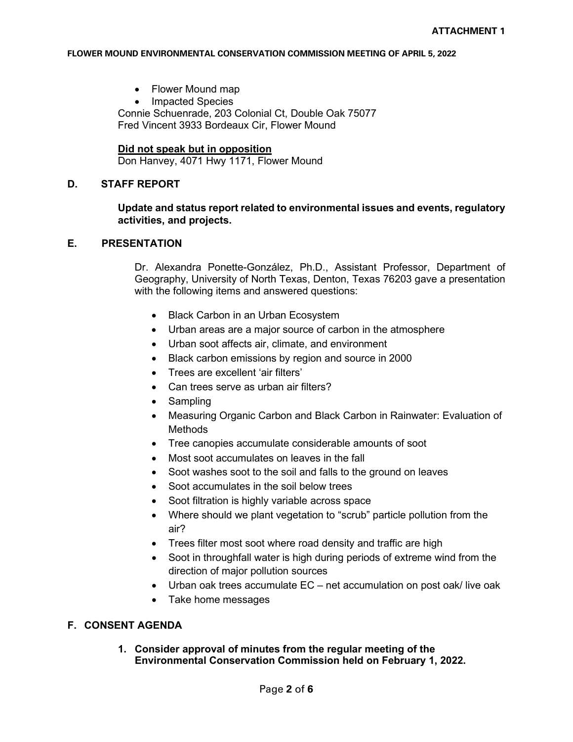- Flower Mound map
- Impacted Species

Connie Schuenrade, 203 Colonial Ct, Double Oak 75077
Fred Vincent 3933 Bordeaux Cir, Flower Mound

**Did not speak but in opposition**
Don Hanvey, 4071 Hwy 1171, Flower Mound

## D. STAFF REPORT

**Update and status report related to environmental issues and events, regulatory activities, and projects.**

## E. PRESENTATION

Dr. Alexandra Ponette-González, Ph.D., Assistant Professor, Department of Geography, University of North Texas, Denton, Texas 76203 gave a presentation with the following items and answered questions:

- Black Carbon in an Urban Ecosystem
- Urban areas are a major source of carbon in the atmosphere
- Urban soot affects air, climate, and environment
- Black carbon emissions by region and source in 2000
- Trees are excellent 'air filters'
- Can trees serve as urban air filters?
- Sampling
- Measuring Organic Carbon and Black Carbon in Rainwater: Evaluation of Methods
- Tree canopies accumulate considerable amounts of soot
- Most soot accumulates on leaves in the fall
- Soot washes soot to the soil and falls to the ground on leaves
- Soot accumulates in the soil below trees
- Soot filtration is highly variable across space
- Where should we plant vegetation to "scrub" particle pollution from the air?
- Trees filter most soot where road density and traffic are high
- Soot in throughfall water is high during periods of extreme wind from the direction of major pollution sources
- Urban oak trees accumulate EC – net accumulation on post oak/ live oak
- Take home messages

## F. CONSENT AGENDA

1. **Consider approval of minutes from the regular meeting of the Environmental Conservation Commission held on February 1, 2022.**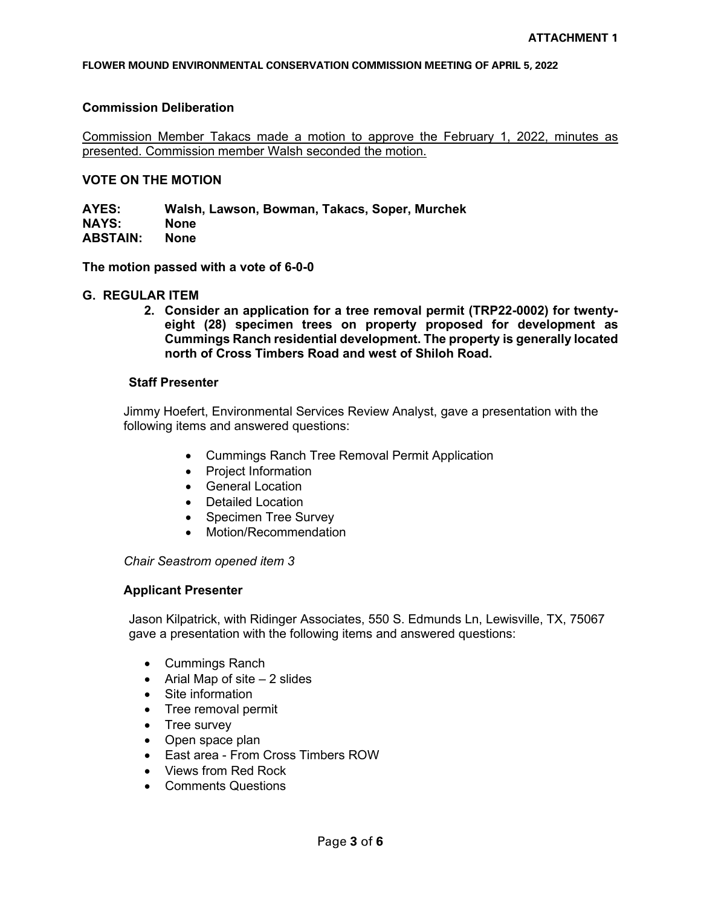**ATTACHMENT 1**

**FLOWER MOUND ENVIRONMENTAL CONSERVATION COMMISSION MEETING OF APRIL 5, 2022**

**Commission Deliberation**

Commission Member Takacs made a motion to approve the February 1, 2022, minutes as presented. Commission member Walsh seconded the motion.

**VOTE ON THE MOTION**

**AYES:** Walsh, Lawson, Bowman, Takacs, Soper, Murchek
**NAYS:** None
**ABSTAIN:** None

**The motion passed with a vote of 6-0-0**

**G. REGULAR ITEM**

**2. Consider an application for a tree removal permit (TRP22-0002) for twenty-eight (28) specimen trees on property proposed for development as Cummings Ranch residential development. The property is generally located north of Cross Timbers Road and west of Shiloh Road.**

**Staff Presenter**

Jimmy Hoefert, Environmental Services Review Analyst, gave a presentation with the following items and answered questions:

- Cummings Ranch Tree Removal Permit Application
- Project Information
- General Location
- Detailed Location
- Specimen Tree Survey
- Motion/Recommendation

*Chair Seastrom opened item 3*

**Applicant Presenter**

Jason Kilpatrick, with Ridinger Associates, 550 S. Edmunds Ln, Lewisville, TX, 75067 gave a presentation with the following items and answered questions:

- Cummings Ranch
- Arial Map of site – 2 slides
- Site information
- Tree removal permit
- Tree survey
- Open space plan
- East area - From Cross Timbers ROW
- Views from Red Rock
- Comments Questions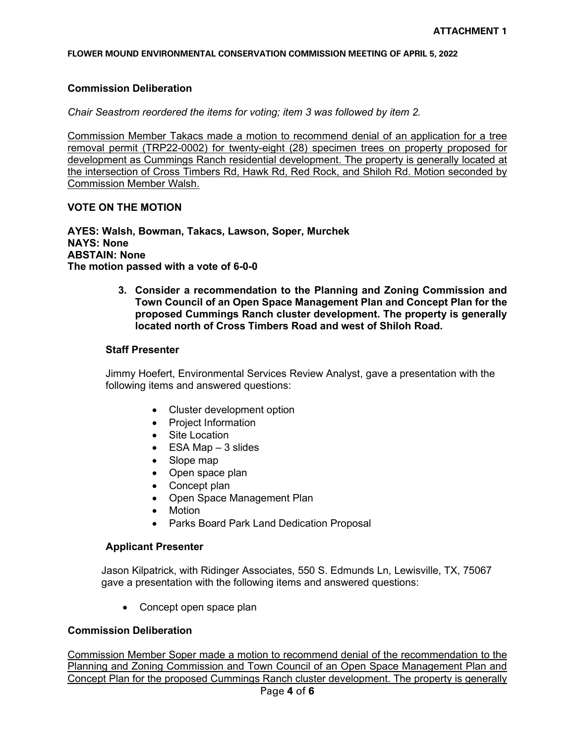**ATTACHMENT 1**

**FLOWER MOUND ENVIRONMENTAL CONSERVATION COMMISSION MEETING OF APRIL 5, 2022**

**Commission Deliberation**

*Chair Seastrom reordered the items for voting; item 3 was followed by item 2.*

Commission Member Takacs made a motion to recommend denial of an application for a tree removal permit (TRP22-0002) for twenty-eight (28) specimen trees on property proposed for development as Cummings Ranch residential development. The property is generally located at the intersection of Cross Timbers Rd, Hawk Rd, Red Rock, and Shiloh Rd. Motion seconded by Commission Member Walsh.

**VOTE ON THE MOTION**

**AYES: Walsh, Bowman, Takacs, Lawson, Soper, Murchek**
**NAYS: None**
**ABSTAIN: None**
**The motion passed with a vote of 6-0-0**

3. **Consider a recommendation to the Planning and Zoning Commission and Town Council of an Open Space Management Plan and Concept Plan for the proposed Cummings Ranch cluster development. The property is generally located north of Cross Timbers Road and west of Shiloh Road.**

**Staff Presenter**

Jimmy Hoefert, Environmental Services Review Analyst, gave a presentation with the following items and answered questions:

- Cluster development option
- Project Information
- Site Location
- ESA Map – 3 slides
- Slope map
- Open space plan
- Concept plan
- Open Space Management Plan
- Motion
- Parks Board Park Land Dedication Proposal

**Applicant Presenter**

Jason Kilpatrick, with Ridinger Associates, 550 S. Edmunds Ln, Lewisville, TX, 75067 gave a presentation with the following items and answered questions:

- Concept open space plan

**Commission Deliberation**

Commission Member Soper made a motion to recommend denial of the recommendation to the Planning and Zoning Commission and Town Council of an Open Space Management Plan and Concept Plan for the proposed Cummings Ranch cluster development. The property is generally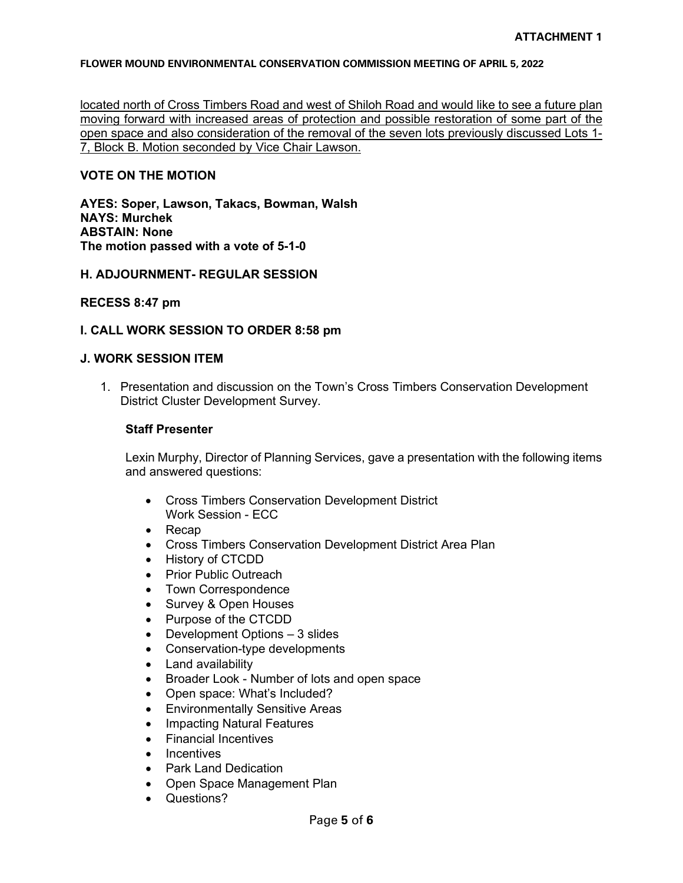<u>located north of Cross Timbers Road and west of Shiloh Road and would like to see a future plan moving forward with increased areas of protection and possible restoration of some part of the open space and also consideration of the removal of the seven lots previously discussed Lots 1-7, Block B. Motion seconded by Vice Chair Lawson.</u>

**VOTE ON THE MOTION**

**AYES: Soper, Lawson, Takacs, Bowman, Walsh**
**NAYS: Murchek**
**ABSTAIN: None**
**The motion passed with a vote of 5-1-0**

**H. ADJOURNMENT- REGULAR SESSION**

**RECESS 8:47 pm**

**I. CALL WORK SESSION TO ORDER 8:58 pm**

**J. WORK SESSION ITEM**

1. Presentation and discussion on the Town's Cross Timbers Conservation Development District Cluster Development Survey.

   **Staff Presenter**

   Lexin Murphy, Director of Planning Services, gave a presentation with the following items and answered questions:

   - Cross Timbers Conservation Development District
     Work Session - ECC
   - Recap
   - Cross Timbers Conservation Development District Area Plan
   - History of CTCDD
   - Prior Public Outreach
   - Town Correspondence
   - Survey & Open Houses
   - Purpose of the CTCDD
   - Development Options – 3 slides
   - Conservation-type developments
   - Land availability
   - Broader Look - Number of lots and open space
   - Open space: What's Included?
   - Environmentally Sensitive Areas
   - Impacting Natural Features
   - Financial Incentives
   - Incentives
   - Park Land Dedication
   - Open Space Management Plan
   - Questions?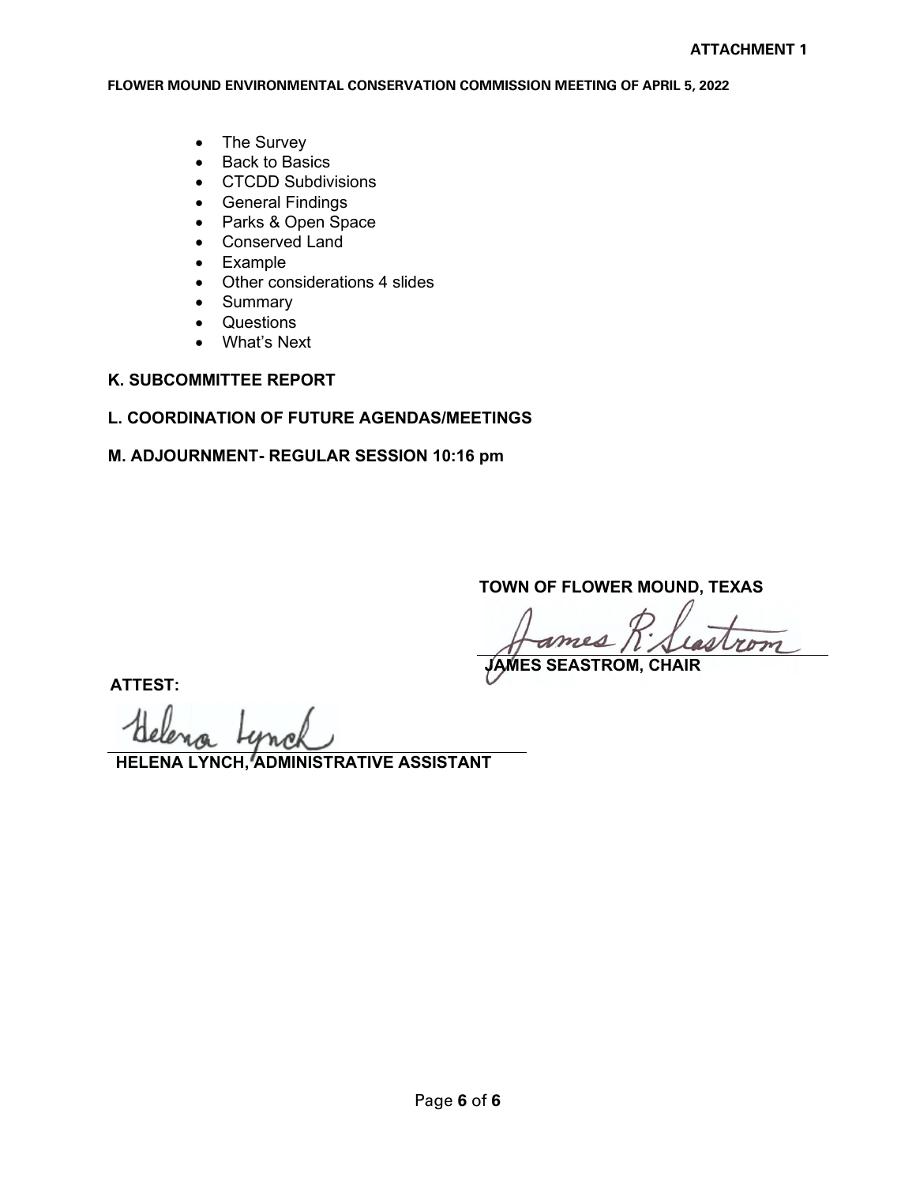- The Survey
- Back to Basics
- CTCDD Subdivisions
- General Findings
- Parks & Open Space
- Conserved Land
- Example
- Other considerations 4 slides
- Summary
- Questions
- What's Next

**K. SUBCOMMITTEE REPORT**

**L. COORDINATION OF FUTURE AGENDAS/MEETINGS**

**M. ADJOURNMENT- REGULAR SESSION 10:16 pm**

**TOWN OF FLOWER MOUND, TEXAS**

James R. Seastrom

**JAMES SEASTROM, CHAIR**

**ATTEST:**

Helena Lynch

**HELENA LYNCH, ADMINISTRATIVE ASSISTANT**